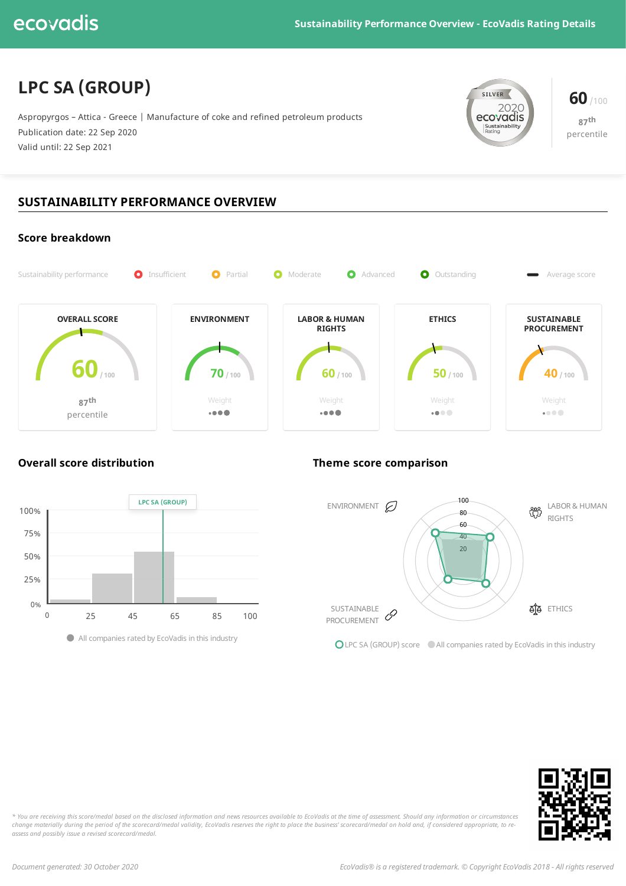ecovadis

Sustainability Performance Overview - EcoVadis Rating Details

# LPC SA (GROUP)

Aspropyrgos – Attica - Greece | Manufacture of coke and refined petroleum products
Publication date: 22 Sep 2020
Valid until: 22 Sep 2021

SILVER 2020 ecovadis Sustainability Rating

**60** /100
87th percentile

## SUSTAINABILITY PERFORMANCE OVERVIEW

### Score breakdown

Sustainability performance: Insufficient | Partial | Moderate | Advanced | Outstanding | Average score

| OVERALL SCORE | ENVIRONMENT | LABOR & HUMAN RIGHTS | ETHICS | SUSTAINABLE PROCUREMENT |
|---|---|---|---|---|
| 60 / 100 | 70 / 100 | 60 / 100 | 50 / 100 | 40 / 100 |
| 87th percentile | Weight ●●● | Weight ●●● | Weight ●● | Weight ● |

### Overall score distribution

LPC SA (GROUP)

0% – 25% – 50% – 75% – 100%

0, 25, 45, 65, 85, 100

All companies rated by EcoVadis in this industry

### Theme score comparison

ENVIRONMENT | LABOR & HUMAN RIGHTS | ETHICS | SUSTAINABLE PROCUREMENT

100, 80, 60, 40, 20

LPC SA (GROUP) score | All companies rated by EcoVadis in this industry

*\* You are receiving this score/medal based on the disclosed information and news resources available to EcoVadis at the time of assessment. Should any information or circumstances change materially during the period of the scorecard/medal validity, EcoVadis reserves the right to place the business' scorecard/medal on hold and, if considered appropriate, to re-assess and possibly issue a revised scorecard/medal.*

*Document generated: 30 October 2020*

*EcoVadis® is a registered trademark. © Copyright EcoVadis 2018 - All rights reserved*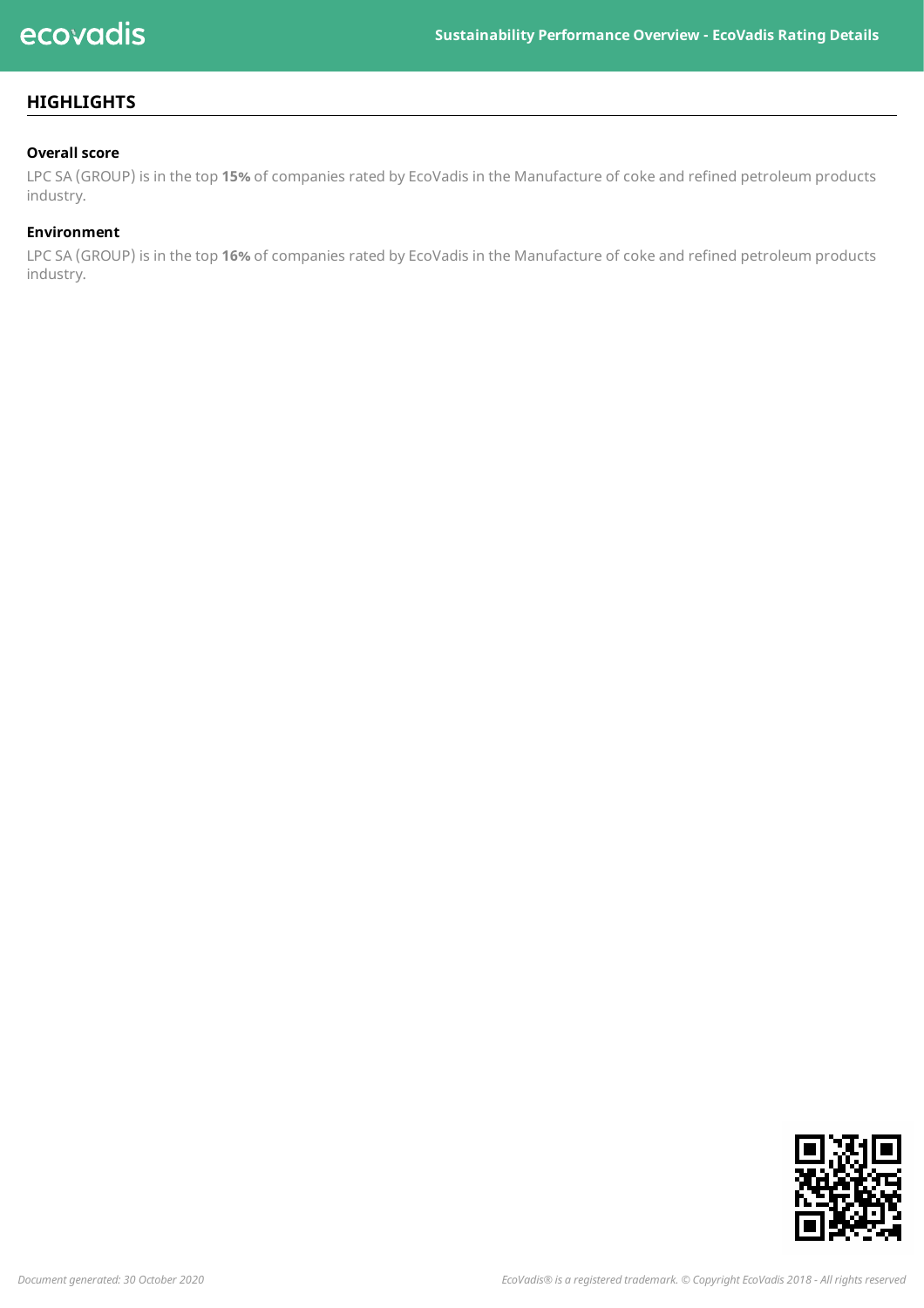## HIGHLIGHTS

### Overall score

LPC SA (GROUP) is in the top **15%** of companies rated by EcoVadis in the Manufacture of coke and refined petroleum products industry.

### Environment

LPC SA (GROUP) is in the top **16%** of companies rated by EcoVadis in the Manufacture of coke and refined petroleum products industry.